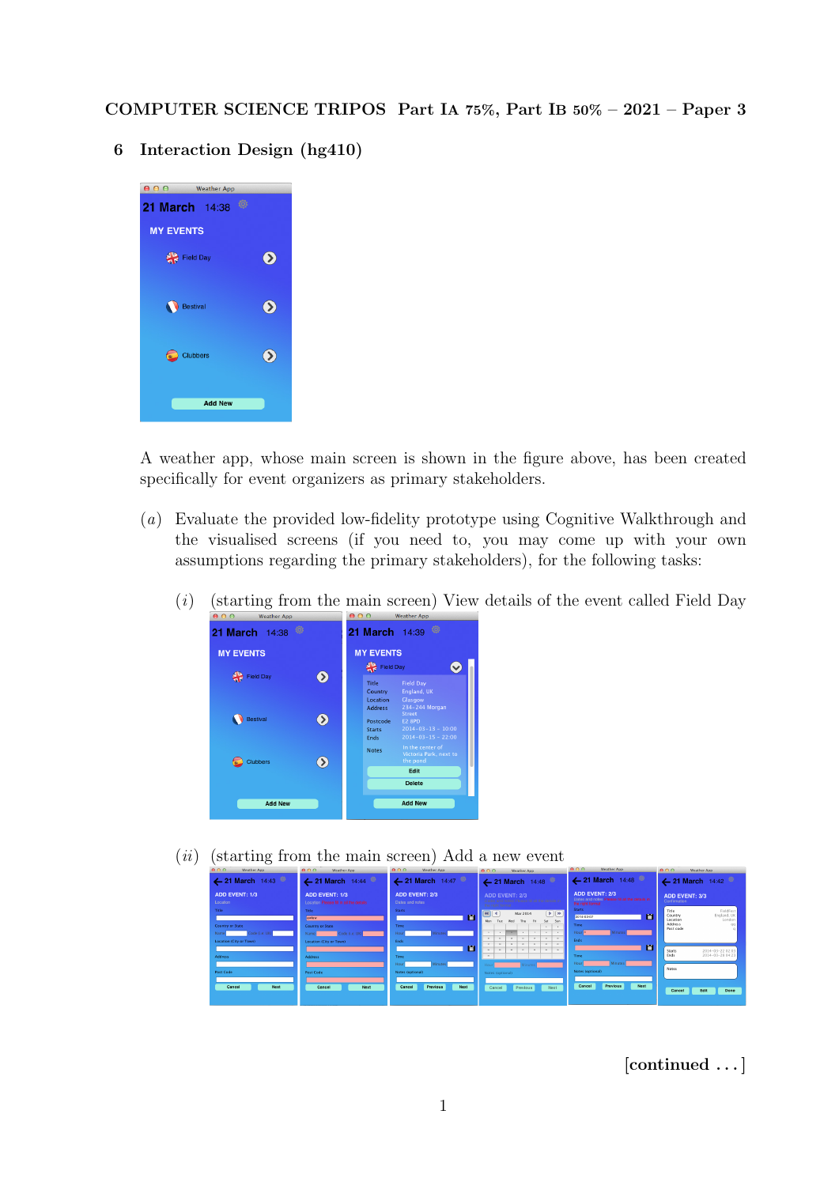COMPUTER SCIENCE TRIPOS Part IA 75%, Part IB 50% – 2021 – Paper 3

## 6 Interaction Design (hg410)

A weather app, whose main screen is shown in the figure above, has been created specifically for event organizers as primary stakeholders.

(*a*) Evaluate the provided low-fidelity prototype using Cognitive Walkthrough and the visualised screens (if you need to, you may come up with your own assumptions regarding the primary stakeholders), for the following tasks:

(*i*) (starting from the main screen) View details of the event called Field Day

(*ii*) (starting from the main screen) Add a new event

[continued . . . ]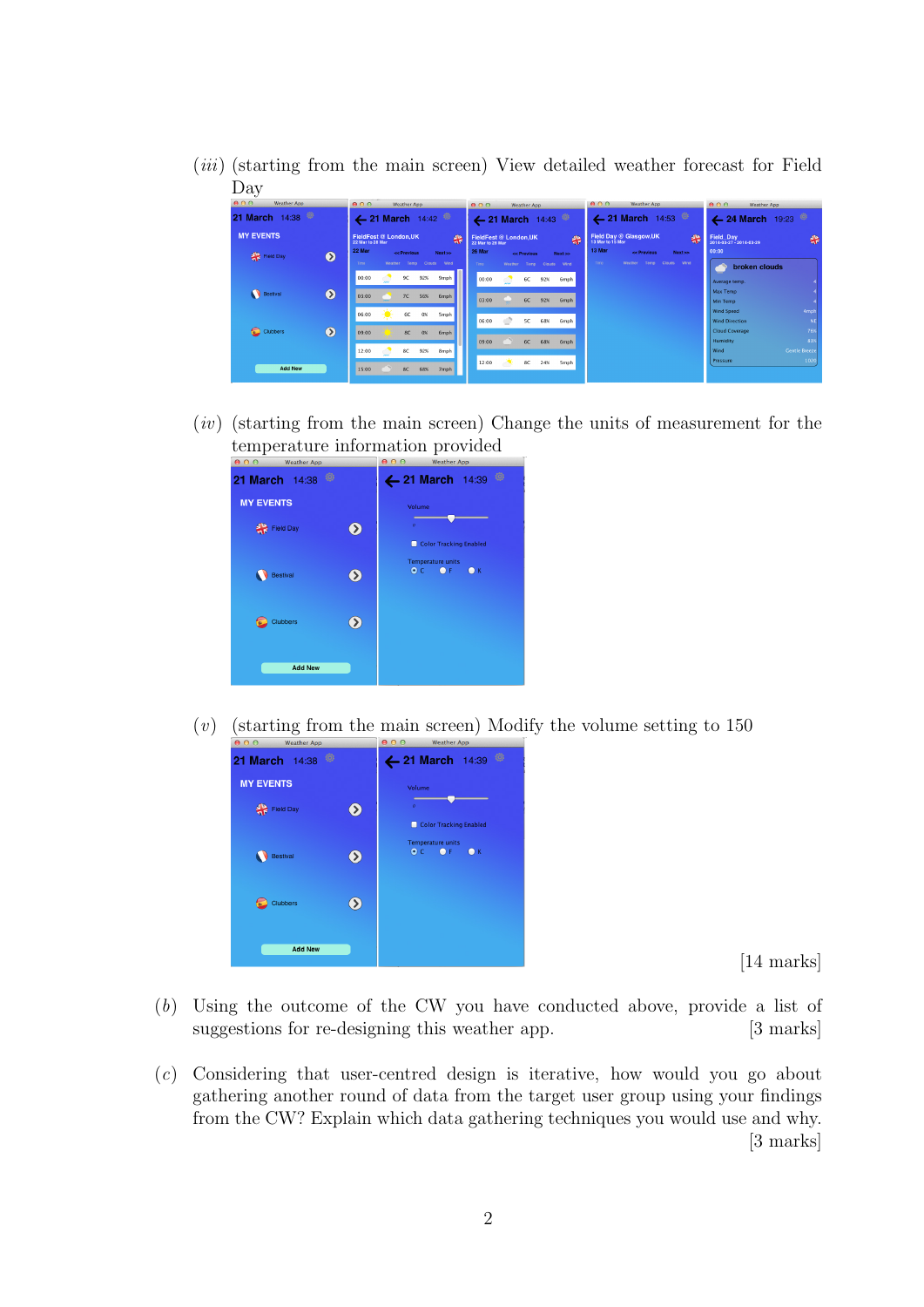(*iii*) (starting from the main screen) View detailed weather forecast for Field Day

(*iv*) (starting from the main screen) Change the units of measurement for the temperature information provided

(*v*) (starting from the main screen) Modify the volume setting to 150

[14 marks]

(*b*) Using the outcome of the CW you have conducted above, provide a list of suggestions for re-designing this weather app. [3 marks]

(*c*) Considering that user-centred design is iterative, how would you go about gathering another round of data from the target user group using your findings from the CW? Explain which data gathering techniques you would use and why. [3 marks]